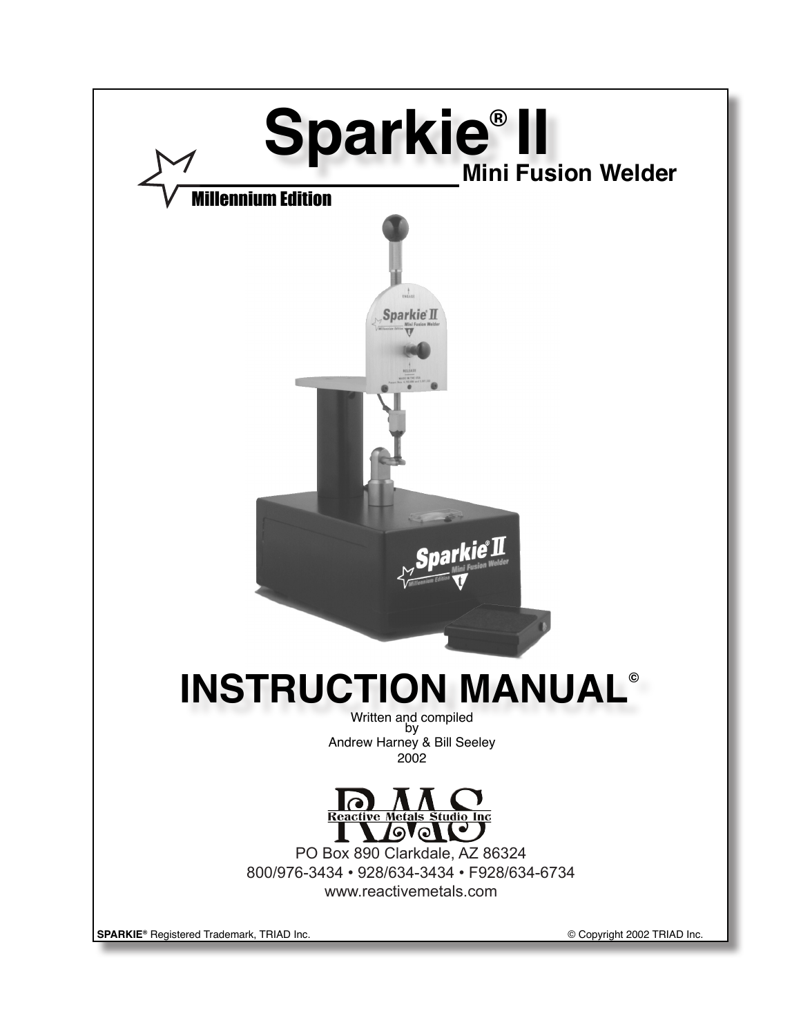# Sparkie® II

## Mini Fusion Welder

Millennium Edition

# INSTRUCTION MANUAL©

Written and compiled
by
Andrew Harney & Bill Seeley
2002

RMS
Reactive Metals Studio Inc

PO Box 890 Clarkdale, AZ 86324
800/976-3434 • 928/634-3434 • F928/634-6734
www.reactivemetals.com

**SPARKIE®** Registered Trademark, TRIAD Inc.

© Copyright 2002 TRIAD Inc.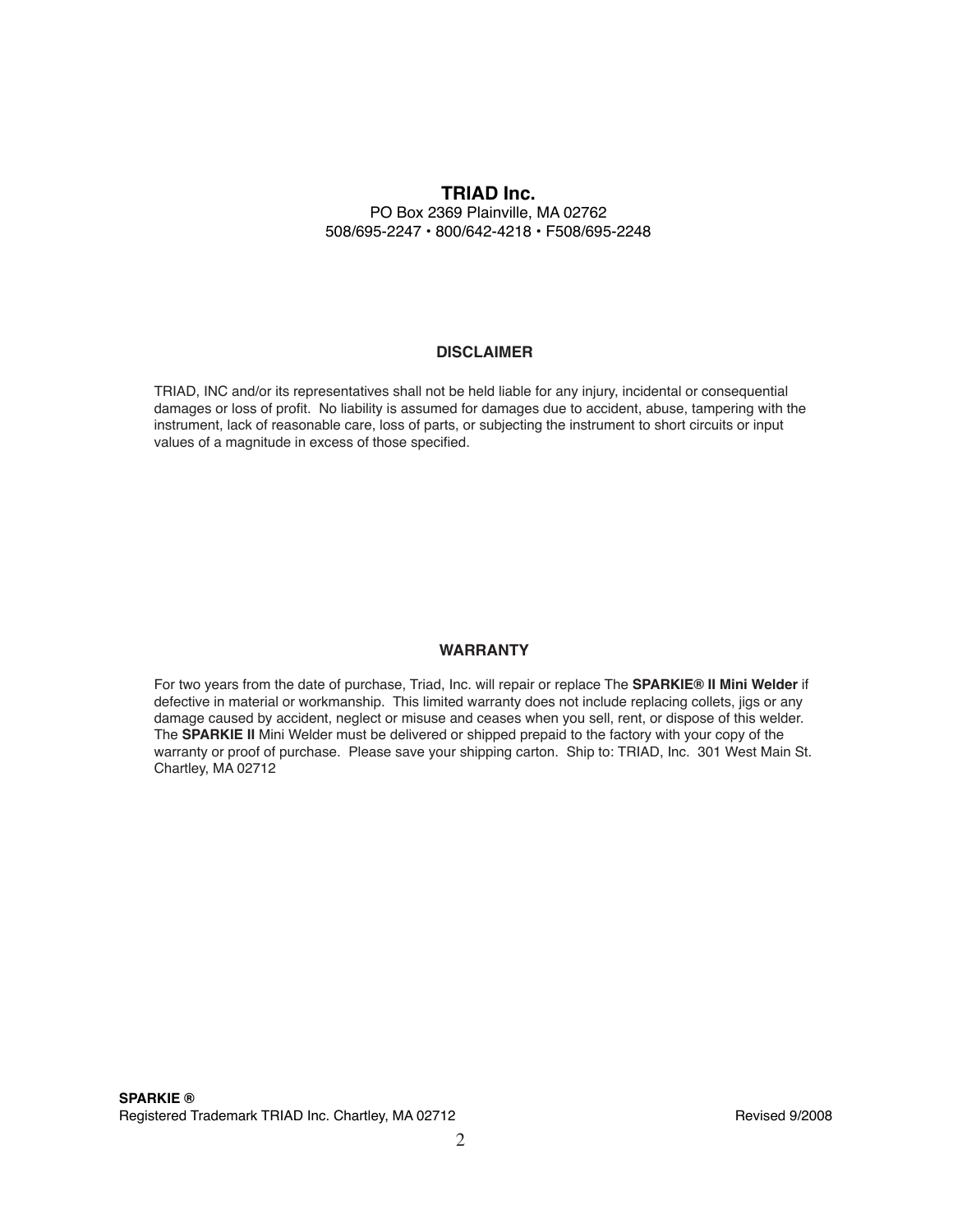**TRIAD Inc.**

PO Box 2369 Plainville, MA 02762

508/695-2247 • 800/642-4218 • F508/695-2248

## DISCLAIMER

TRIAD, INC and/or its representatives shall not be held liable for any injury, incidental or consequential damages or loss of profit. No liability is assumed for damages due to accident, abuse, tampering with the instrument, lack of reasonable care, loss of parts, or subjecting the instrument to short circuits or input values of a magnitude in excess of those specified.

## WARRANTY

For two years from the date of purchase, Triad, Inc. will repair or replace The **SPARKIE® II Mini Welder** if defective in material or workmanship. This limited warranty does not include replacing collets, jigs or any damage caused by accident, neglect or misuse and ceases when you sell, rent, or dispose of this welder. The **SPARKIE II** Mini Welder must be delivered or shipped prepaid to the factory with your copy of the warranty or proof of purchase. Please save your shipping carton. Ship to: TRIAD, Inc. 301 West Main St. Chartley, MA 02712

**SPARKIE ®**

Registered Trademark TRIAD Inc. Chartley, MA 02712 Revised 9/2008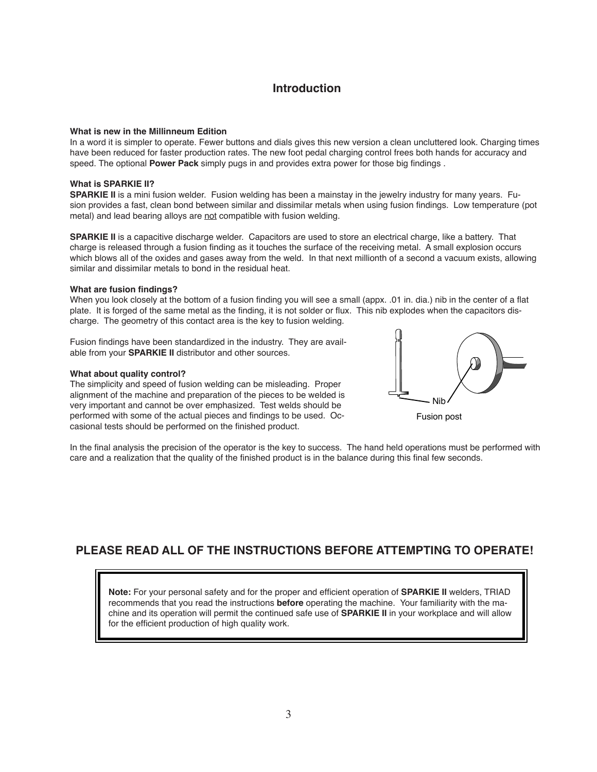## Introduction

**What is new in the Millinneum Edition**

In a word it is simpler to operate. Fewer buttons and dials gives this new version a clean uncluttered look. Charging times have been reduced for faster production rates. The new foot pedal charging control frees both hands for accuracy and speed. The optional **Power Pack** simply pugs in and provides extra power for those big findings .

**What is SPARKIE II?**

**SPARKIE II** is a mini fusion welder. Fusion welding has been a mainstay in the jewelry industry for many years. Fusion provides a fast, clean bond between similar and dissimilar metals when using fusion findings. Low temperature (pot metal) and lead bearing alloys are not compatible with fusion welding.

**SPARKIE II** is a capacitive discharge welder. Capacitors are used to store an electrical charge, like a battery. That charge is released through a fusion finding as it touches the surface of the receiving metal. A small explosion occurs which blows all of the oxides and gases away from the weld. In that next millionth of a second a vacuum exists, allowing similar and dissimilar metals to bond in the residual heat.

**What are fusion findings?**

When you look closely at the bottom of a fusion finding you will see a small (appx. .01 in. dia.) nib in the center of a flat plate. It is forged of the same metal as the finding, it is not solder or flux. This nib explodes when the capacitors discharge. The geometry of this contact area is the key to fusion welding.

Fusion findings have been standardized in the industry. They are available from your **SPARKIE II** distributor and other sources.

Nib

Fusion post

**What about quality control?**

The simplicity and speed of fusion welding can be misleading. Proper alignment of the machine and preparation of the pieces to be welded is very important and cannot be over emphasized. Test welds should be performed with some of the actual pieces and findings to be used. Occasional tests should be performed on the finished product.

In the final analysis the precision of the operator is the key to success. The hand held operations must be performed with care and a realization that the quality of the finished product is in the balance during this final few seconds.

## PLEASE READ ALL OF THE INSTRUCTIONS BEFORE ATTEMPTING TO OPERATE!

**Note:** For your personal safety and for the proper and efficient operation of **SPARKIE II** welders, TRIAD recommends that you read the instructions **before** operating the machine. Your familiarity with the machine and its operation will permit the continued safe use of **SPARKIE II** in your workplace and will allow for the efficient production of high quality work.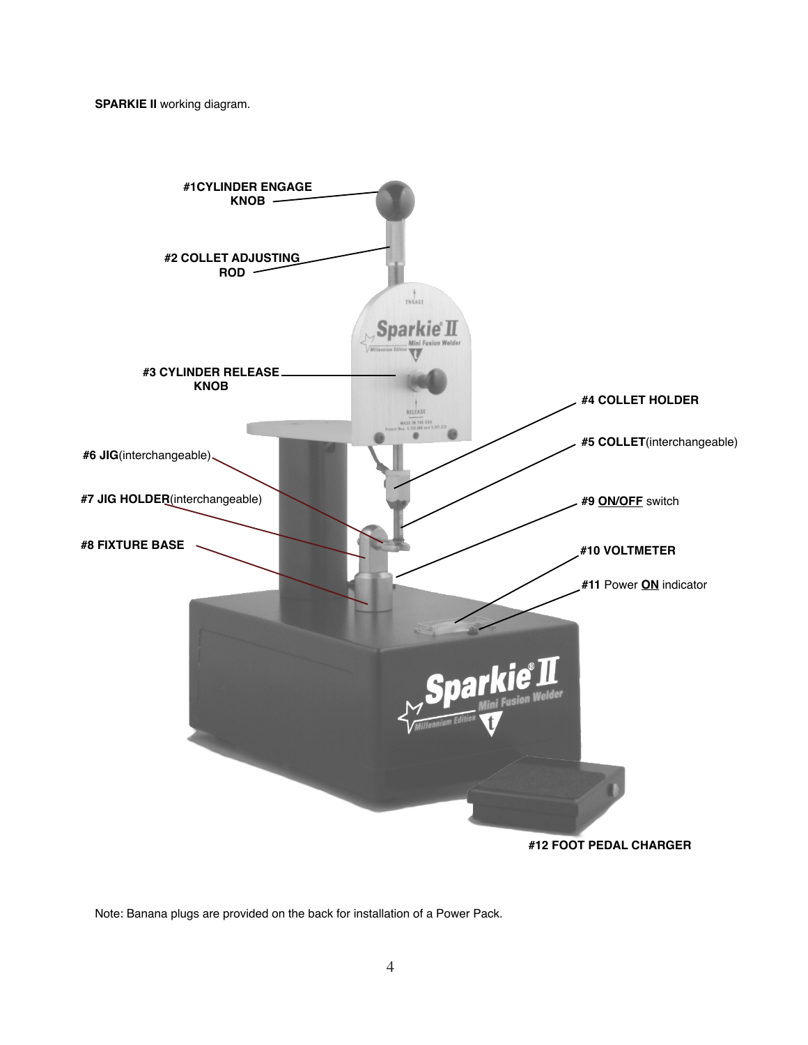**SPARKIE II** working diagram.

**#1CYLINDER ENGAGE KNOB**

**#2 COLLET ADJUSTING ROD**

**#3 CYLINDER RELEASE KNOB**

**#4 COLLET HOLDER**

**#5 COLLET**(interchangeable)

**#6 JIG**(interchangeable)

**#7 JIG HOLDER**(interchangeable)

**#8 FIXTURE BASE**

**#9 ON/OFF** switch

**#10 VOLTMETER**

**#11** Power **ON** indicator

**#12 FOOT PEDAL CHARGER**

Note: Banana plugs are provided on the back for installation of a Power Pack.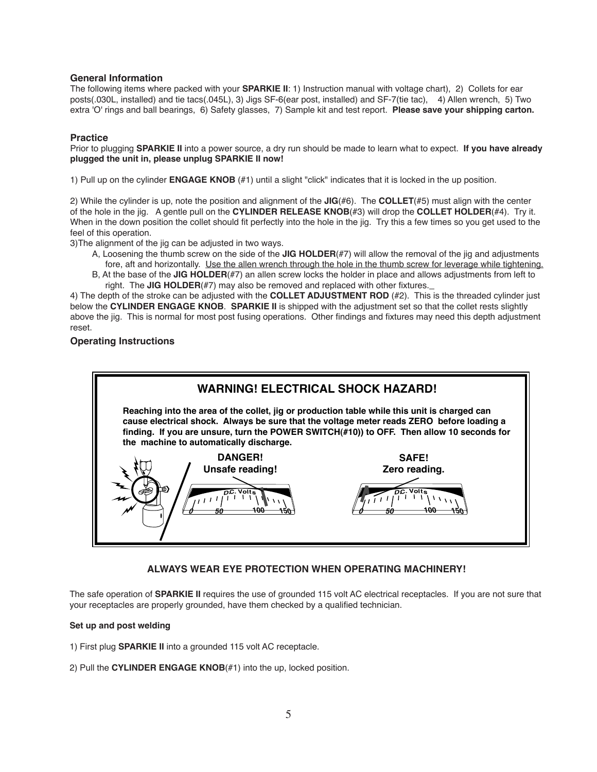### General Information

The following items where packed with your **SPARKIE II**: 1) Instruction manual with voltage chart), 2) Collets for ear posts(.030L, installed) and tie tacs(.045L), 3) Jigs SF-6(ear post, installed) and SF-7(tie tac), 4) Allen wrench, 5) Two extra 'O' rings and ball bearings, 6) Safety glasses, 7) Sample kit and test report. **Please save your shipping carton.**

### Practice

Prior to plugging **SPARKIE II** into a power source, a dry run should be made to learn what to expect. **If you have already plugged the unit in, please unplug SPARKIE II now!**

1) Pull up on the cylinder **ENGAGE KNOB** (#1) until a slight "click" indicates that it is locked in the up position.

2) While the cylinder is up, note the position and alignment of the **JIG**(#6). The **COLLET**(#5) must align with the center of the hole in the jig. A gentle pull on the **CYLINDER RELEASE KNOB**(#3) will drop the **COLLET HOLDER**(#4). Try it. When in the down position the collet should fit perfectly into the hole in the jig. Try this a few times so you get used to the feel of this operation.

3)The alignment of the jig can be adjusted in two ways.

A, Loosening the thumb screw on the side of the **JIG HOLDER**(#7) will allow the removal of the jig and adjustments fore, aft and horizontally. Use the allen wrench through the hole in the thumb screw for leverage while tightening.

B, At the base of the **JIG HOLDER**(#7) an allen screw locks the holder in place and allows adjustments from left to right. The **JIG HOLDER**(#7) may also be removed and replaced with other fixtures._

4) The depth of the stroke can be adjusted with the **COLLET ADJUSTMENT ROD** (#2). This is the threaded cylinder just below the **CYLINDER ENGAGE KNOB**. **SPARKIE II** is shipped with the adjustment set so that the collet rests slightly above the jig. This is normal for most post fusing operations. Other findings and fixtures may need this depth adjustment reset.

### Operating Instructions

## WARNING! ELECTRICAL SHOCK HAZARD!

**Reaching into the area of the collet, jig or production table while this unit is charged can cause electrical shock. Always be sure that the voltage meter reads ZERO before loading a finding. If you are unsure, turn the POWER SWITCH(#10)) to OFF. Then allow 10 seconds for the machine to automatically discharge.**

**DANGER!**
**Unsafe reading!**

D.C. Volts
0 50 100 150

**SAFE!**
**Zero reading.**

D.C. Volts
0 50 100 150

**ALWAYS WEAR EYE PROTECTION WHEN OPERATING MACHINERY!**

The safe operation of **SPARKIE II** requires the use of grounded 115 volt AC electrical receptacles. If you are not sure that your receptacles are properly grounded, have them checked by a qualified technician.

#### Set up and post welding

1) First plug **SPARKIE II** into a grounded 115 volt AC receptacle.

2) Pull the **CYLINDER ENGAGE KNOB**(#1) into the up, locked position.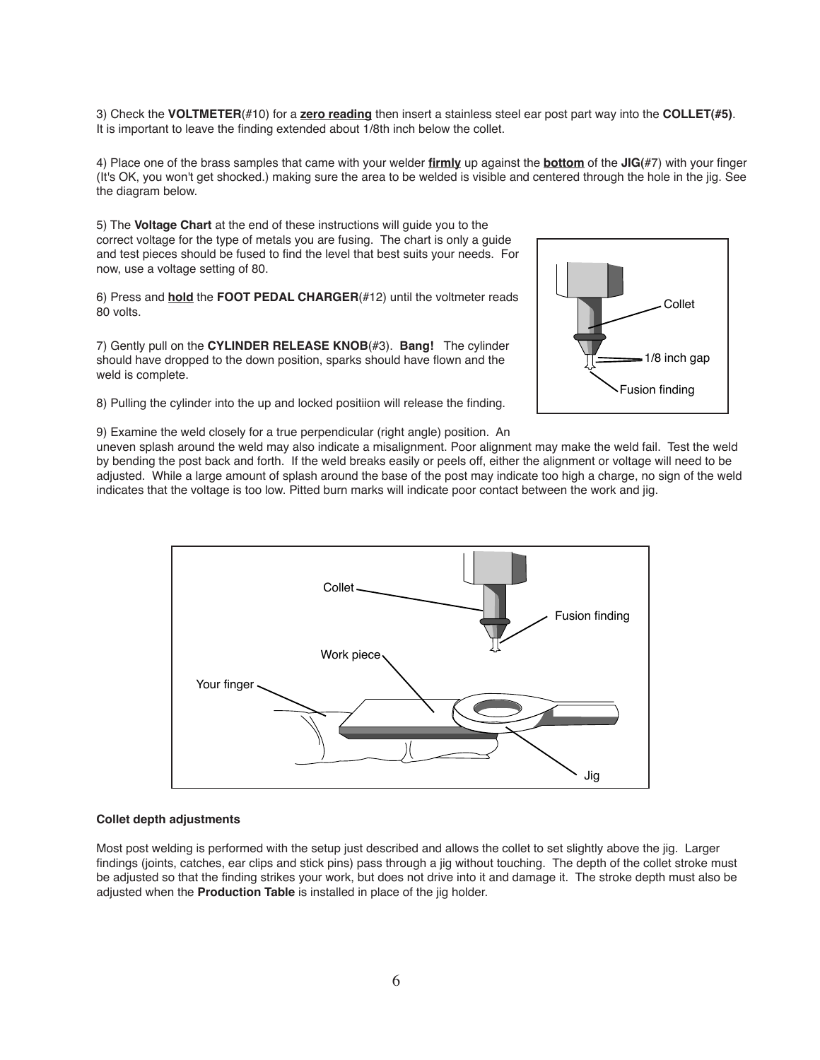3) Check the **VOLTMETER**(#10) for a **<u>zero reading</u>** then insert a stainless steel ear post part way into the **COLLET(#5)**. It is important to leave the finding extended about 1/8th inch below the collet.

4) Place one of the brass samples that came with your welder **<u>firmly</u>** up against the **<u>bottom</u>** of the **JIG(**#7) with your finger (It's OK, you won't get shocked.) making sure the area to be welded is visible and centered through the hole in the jig. See the diagram below.

5) The **Voltage Chart** at the end of these instructions will guide you to the correct voltage for the type of metals you are fusing. The chart is only a guide and test pieces should be fused to find the level that best suits your needs. For now, use a voltage setting of 80.

6) Press and **<u>hold</u>** the **FOOT PEDAL CHARGER**(#12) until the voltmeter reads 80 volts.

7) Gently pull on the **CYLINDER RELEASE KNOB**(#3). **Bang!** The cylinder should have dropped to the down position, sparks should have flown and the weld is complete.

8) Pulling the cylinder into the up and locked positiion will release the finding.

9) Examine the weld closely for a true perpendicular (right angle) position. An uneven splash around the weld may also indicate a misalignment. Poor alignment may make the weld fail. Test the weld by bending the post back and forth. If the weld breaks easily or peels off, either the alignment or voltage will need to be adjusted. While a large amount of splash around the base of the post may indicate too high a charge, no sign of the weld indicates that the voltage is too low. Pitted burn marks will indicate poor contact between the work and jig.

### Collet depth adjustments

Most post welding is performed with the setup just described and allows the collet to set slightly above the jig. Larger findings (joints, catches, ear clips and stick pins) pass through a jig without touching. The depth of the collet stroke must be adjusted so that the finding strikes your work, but does not drive into it and damage it. The stroke depth must also be adjusted when the **Production Table** is installed in place of the jig holder.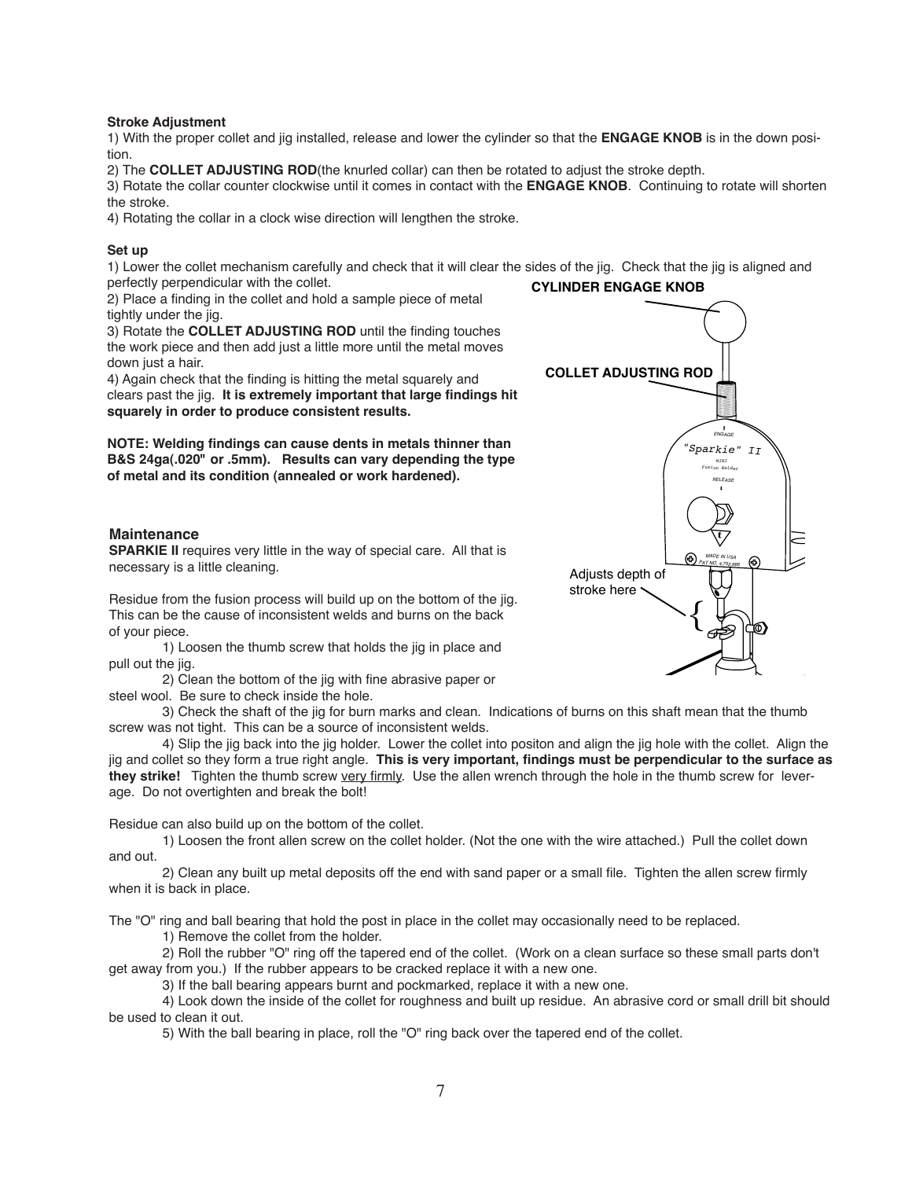**Stroke Adjustment**

1) With the proper collet and jig installed, release and lower the cylinder so that the **ENGAGE KNOB** is in the down position.

2) The **COLLET ADJUSTING ROD**(the knurled collar) can then be rotated to adjust the stroke depth.

3) Rotate the collar counter clockwise until it comes in contact with the **ENGAGE KNOB**. Continuing to rotate will shorten the stroke.

4) Rotating the collar in a clock wise direction will lengthen the stroke.

**Set up**

1) Lower the collet mechanism carefully and check that it will clear the sides of the jig. Check that the jig is aligned and perfectly perpendicular with the collet.

2) Place a finding in the collet and hold a sample piece of metal tightly under the jig.

3) Rotate the **COLLET ADJUSTING ROD** until the finding touches the work piece and then add just a little more until the metal moves down just a hair.

4) Again check that the finding is hitting the metal squarely and clears past the jig. **It is extremely important that large findings hit squarely in order to produce consistent results.**

**NOTE: Welding findings can cause dents in metals thinner than B&S 24ga(.020" or .5mm). Results can vary depending the type of metal and its condition (annealed or work hardened).**

CYLINDER ENGAGE KNOB

COLLET ADJUSTING ROD

ENGAGE

"Sparkie" II

MINI Fusion Welder

RELEASE

MADE IN USA PAT NO. 4,752,666

Adjusts depth of stroke here

## Maintenance

**SPARKIE II** requires very little in the way of special care. All that is necessary is a little cleaning.

Residue from the fusion process will build up on the bottom of the jig. This can be the cause of inconsistent welds and burns on the back of your piece.

1) Loosen the thumb screw that holds the jig in place and pull out the jig.

2) Clean the bottom of the jig with fine abrasive paper or steel wool. Be sure to check inside the hole.

3) Check the shaft of the jig for burn marks and clean. Indications of burns on this shaft mean that the thumb screw was not tight. This can be a source of inconsistent welds.

4) Slip the jig back into the jig holder. Lower the collet into positon and align the jig hole with the collet. Align the jig and collet so they form a true right angle. **This is very important, findings must be perpendicular to the surface as they strike!** Tighten the thumb screw very firmly. Use the allen wrench through the hole in the thumb screw for leverage. Do not overtighten and break the bolt!

Residue can also build up on the bottom of the collet.

1) Loosen the front allen screw on the collet holder. (Not the one with the wire attached.) Pull the collet down and out.

2) Clean any built up metal deposits off the end with sand paper or a small file. Tighten the allen screw firmly when it is back in place.

The "O" ring and ball bearing that hold the post in place in the collet may occasionally need to be replaced.

1) Remove the collet from the holder.

2) Roll the rubber "O" ring off the tapered end of the collet. (Work on a clean surface so these small parts don't get away from you.) If the rubber appears to be cracked replace it with a new one.

3) If the ball bearing appears burnt and pockmarked, replace it with a new one.

4) Look down the inside of the collet for roughness and built up residue. An abrasive cord or small drill bit should be used to clean it out.

5) With the ball bearing in place, roll the "O" ring back over the tapered end of the collet.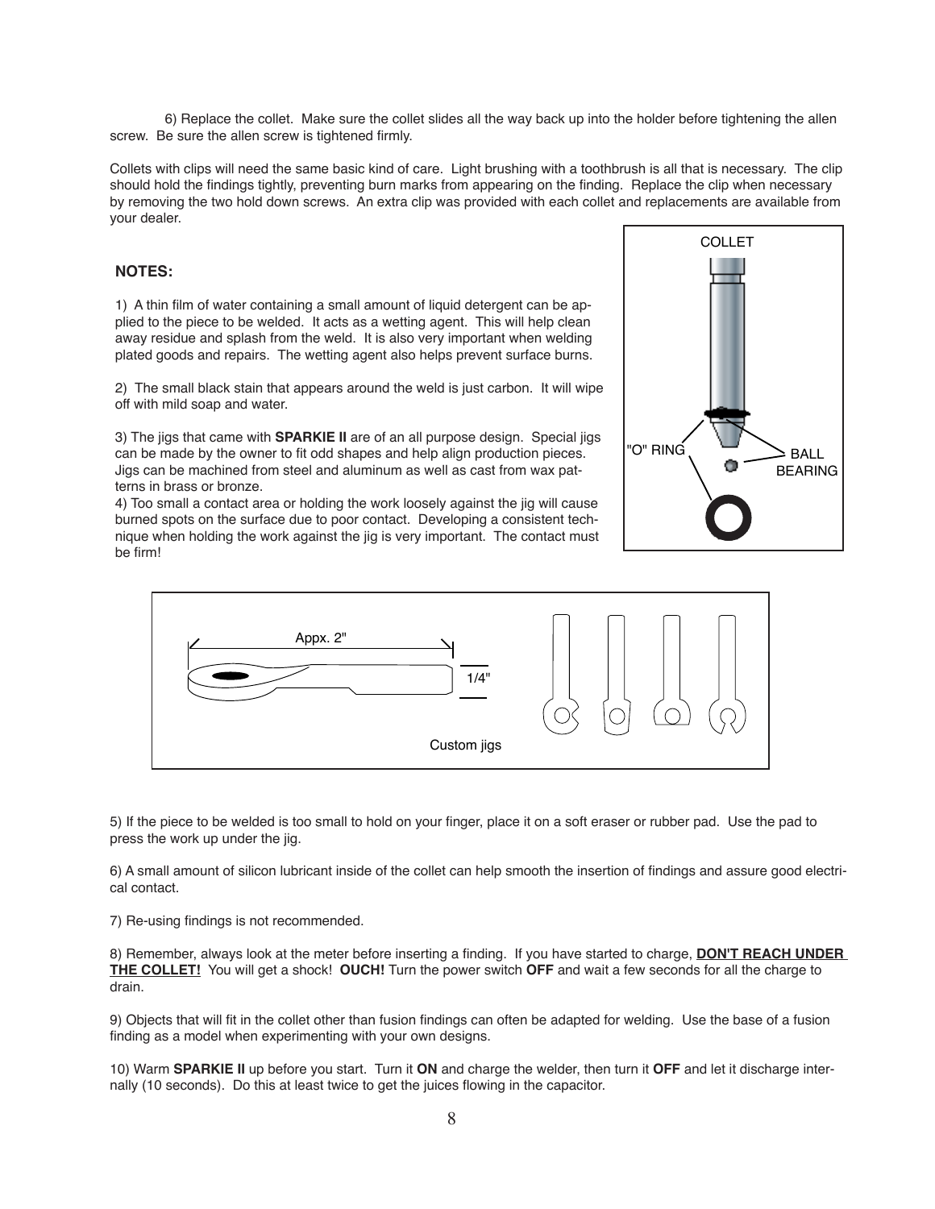6) Replace the collet. Make sure the collet slides all the way back up into the holder before tightening the allen screw. Be sure the allen screw is tightened firmly.

Collets with clips will need the same basic kind of care. Light brushing with a toothbrush is all that is necessary. The clip should hold the findings tightly, preventing burn marks from appearing on the finding. Replace the clip when necessary by removing the two hold down screws. An extra clip was provided with each collet and replacements are available from your dealer.

COLLET

"O" RING

BALL BEARING

**NOTES:**

1) A thin film of water containing a small amount of liquid detergent can be applied to the piece to be welded. It acts as a wetting agent. This will help clean away residue and splash from the weld. It is also very important when welding plated goods and repairs. The wetting agent also helps prevent surface burns.

2) The small black stain that appears around the weld is just carbon. It will wipe off with mild soap and water.

3) The jigs that came with **SPARKIE II** are of an all purpose design. Special jigs can be made by the owner to fit odd shapes and help align production pieces. Jigs can be machined from steel and aluminum as well as cast from wax patterns in brass or bronze.

4) Too small a contact area or holding the work loosely against the jig will cause burned spots on the surface due to poor contact. Developing a consistent technique when holding the work against the jig is very important. The contact must be firm!

Appx. 2"

1/4"

Custom jigs

5) If the piece to be welded is too small to hold on your finger, place it on a soft eraser or rubber pad. Use the pad to press the work up under the jig.

6) A small amount of silicon lubricant inside of the collet can help smooth the insertion of findings and assure good electrical contact.

7) Re-using findings is not recommended.

8) Remember, always look at the meter before inserting a finding. If you have started to charge, **DON'T REACH UNDER THE COLLET!** You will get a shock! **OUCH!** Turn the power switch **OFF** and wait a few seconds for all the charge to drain.

9) Objects that will fit in the collet other than fusion findings can often be adapted for welding. Use the base of a fusion finding as a model when experimenting with your own designs.

10) Warm **SPARKIE II** up before you start. Turn it **ON** and charge the welder, then turn it **OFF** and let it discharge internally (10 seconds). Do this at least twice to get the juices flowing in the capacitor.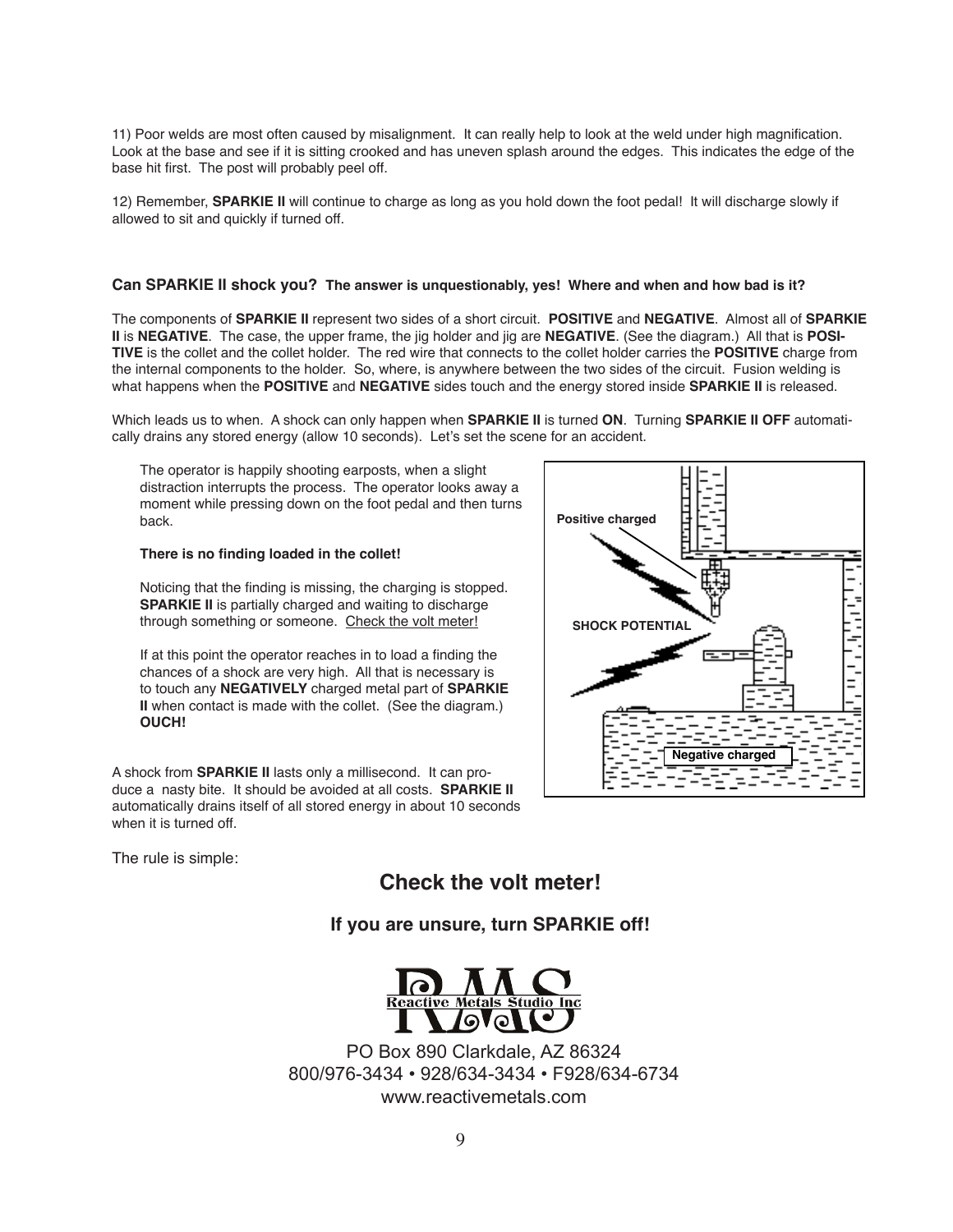11) Poor welds are most often caused by misalignment. It can really help to look at the weld under high magnification. Look at the base and see if it is sitting crooked and has uneven splash around the edges. This indicates the edge of the base hit first. The post will probably peel off.

12) Remember, **SPARKIE II** will continue to charge as long as you hold down the foot pedal! It will discharge slowly if allowed to sit and quickly if turned off.

### Can SPARKIE II shock you? The answer is unquestionably, yes! Where and when and how bad is it?

The components of **SPARKIE II** represent two sides of a short circuit. **POSITIVE** and **NEGATIVE**. Almost all of **SPARKIE II** is **NEGATIVE**. The case, the upper frame, the jig holder and jig are **NEGATIVE**. (See the diagram.) All that is **POSITIVE** is the collet and the collet holder. The red wire that connects to the collet holder carries the **POSITIVE** charge from the internal components to the holder. So, where, is anywhere between the two sides of the circuit. Fusion welding is what happens when the **POSITIVE** and **NEGATIVE** sides touch and the energy stored inside **SPARKIE II** is released.

Which leads us to when. A shock can only happen when **SPARKIE II** is turned **ON**. Turning **SPARKIE II OFF** automatically drains any stored energy (allow 10 seconds). Let's set the scene for an accident.

The operator is happily shooting earposts, when a slight distraction interrupts the process. The operator looks away a moment while pressing down on the foot pedal and then turns back.

**There is no finding loaded in the collet!**

Noticing that the finding is missing, the charging is stopped. **SPARKIE II** is partially charged and waiting to discharge through something or someone. Check the volt meter!

If at this point the operator reaches in to load a finding the chances of a shock are very high. All that is necessary is to touch any **NEGATIVELY** charged metal part of **SPARKIE II** when contact is made with the collet. (See the diagram.) **OUCH!**

Positive charged

SHOCK POTENTIAL

Negative charged

A shock from **SPARKIE II** lasts only a millisecond. It can produce a nasty bite. It should be avoided at all costs. **SPARKIE II** automatically drains itself of all stored energy in about 10 seconds when it is turned off.

The rule is simple:

## Check the volt meter!

### If you are unsure, turn SPARKIE off!

RMS Reactive Metals Studio Inc

PO Box 890 Clarkdale, AZ 86324
800/976-3434 • 928/634-3434 • F928/634-6734
www.reactivemetals.com